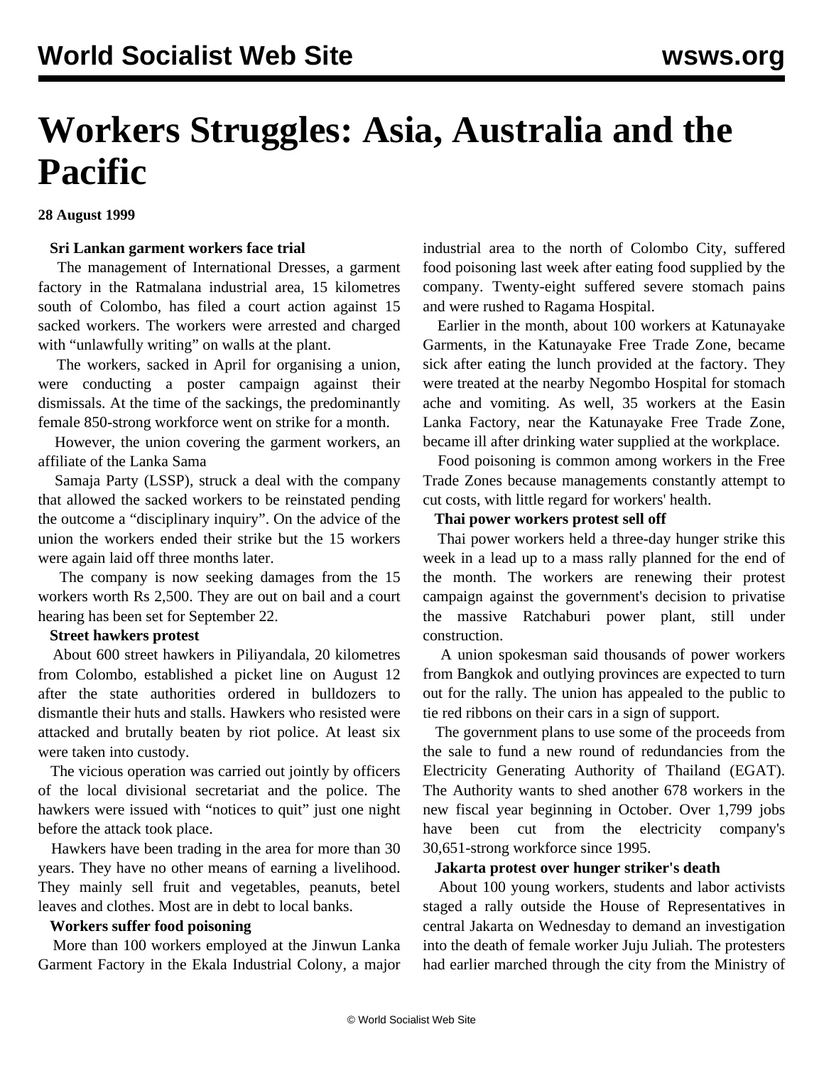# Workers Struggles: Asia, Australia and the Pacific

**28 August 1999**

**Sri Lankan garment workers face trial**

The management of International Dresses, a garment factory in the Ratmalana industrial area, 15 kilometres south of Colombo, has filed a court action against 15 sacked workers. The workers were arrested and charged with "unlawfully writing" on walls at the plant.

The workers, sacked in April for organising a union, were conducting a poster campaign against their dismissals. At the time of the sackings, the predominantly female 850-strong workforce went on strike for a month.

However, the union covering the garment workers, an affiliate of the Lanka Sama

Samaja Party (LSSP), struck a deal with the company that allowed the sacked workers to be reinstated pending the outcome a "disciplinary inquiry". On the advice of the union the workers ended their strike but the 15 workers were again laid off three months later.

The company is now seeking damages from the 15 workers worth Rs 2,500. They are out on bail and a court hearing has been set for September 22.

**Street hawkers protest**

About 600 street hawkers in Piliyandala, 20 kilometres from Colombo, established a picket line on August 12 after the state authorities ordered in bulldozers to dismantle their huts and stalls. Hawkers who resisted were attacked and brutally beaten by riot police. At least six were taken into custody.

The vicious operation was carried out jointly by officers of the local divisional secretariat and the police. The hawkers were issued with "notices to quit" just one night before the attack took place.

Hawkers have been trading in the area for more than 30 years. They have no other means of earning a livelihood. They mainly sell fruit and vegetables, peanuts, betel leaves and clothes. Most are in debt to local banks.

**Workers suffer food poisoning**

More than 100 workers employed at the Jinwun Lanka Garment Factory in the Ekala Industrial Colony, a major industrial area to the north of Colombo City, suffered food poisoning last week after eating food supplied by the company. Twenty-eight suffered severe stomach pains and were rushed to Ragama Hospital.

Earlier in the month, about 100 workers at Katunayake Garments, in the Katunayake Free Trade Zone, became sick after eating the lunch provided at the factory. They were treated at the nearby Negombo Hospital for stomach ache and vomiting. As well, 35 workers at the Easin Lanka Factory, near the Katunayake Free Trade Zone, became ill after drinking water supplied at the workplace.

Food poisoning is common among workers in the Free Trade Zones because managements constantly attempt to cut costs, with little regard for workers' health.

**Thai power workers protest sell off**

Thai power workers held a three-day hunger strike this week in a lead up to a mass rally planned for the end of the month. The workers are renewing their protest campaign against the government's decision to privatise the massive Ratchaburi power plant, still under construction.

A union spokesman said thousands of power workers from Bangkok and outlying provinces are expected to turn out for the rally. The union has appealed to the public to tie red ribbons on their cars in a sign of support.

The government plans to use some of the proceeds from the sale to fund a new round of redundancies from the Electricity Generating Authority of Thailand (EGAT). The Authority wants to shed another 678 workers in the new fiscal year beginning in October. Over 1,799 jobs have been cut from the electricity company's 30,651-strong workforce since 1995.

**Jakarta protest over hunger striker's death**

About 100 young workers, students and labor activists staged a rally outside the House of Representatives in central Jakarta on Wednesday to demand an investigation into the death of female worker Juju Juliah. The protesters had earlier marched through the city from the Ministry of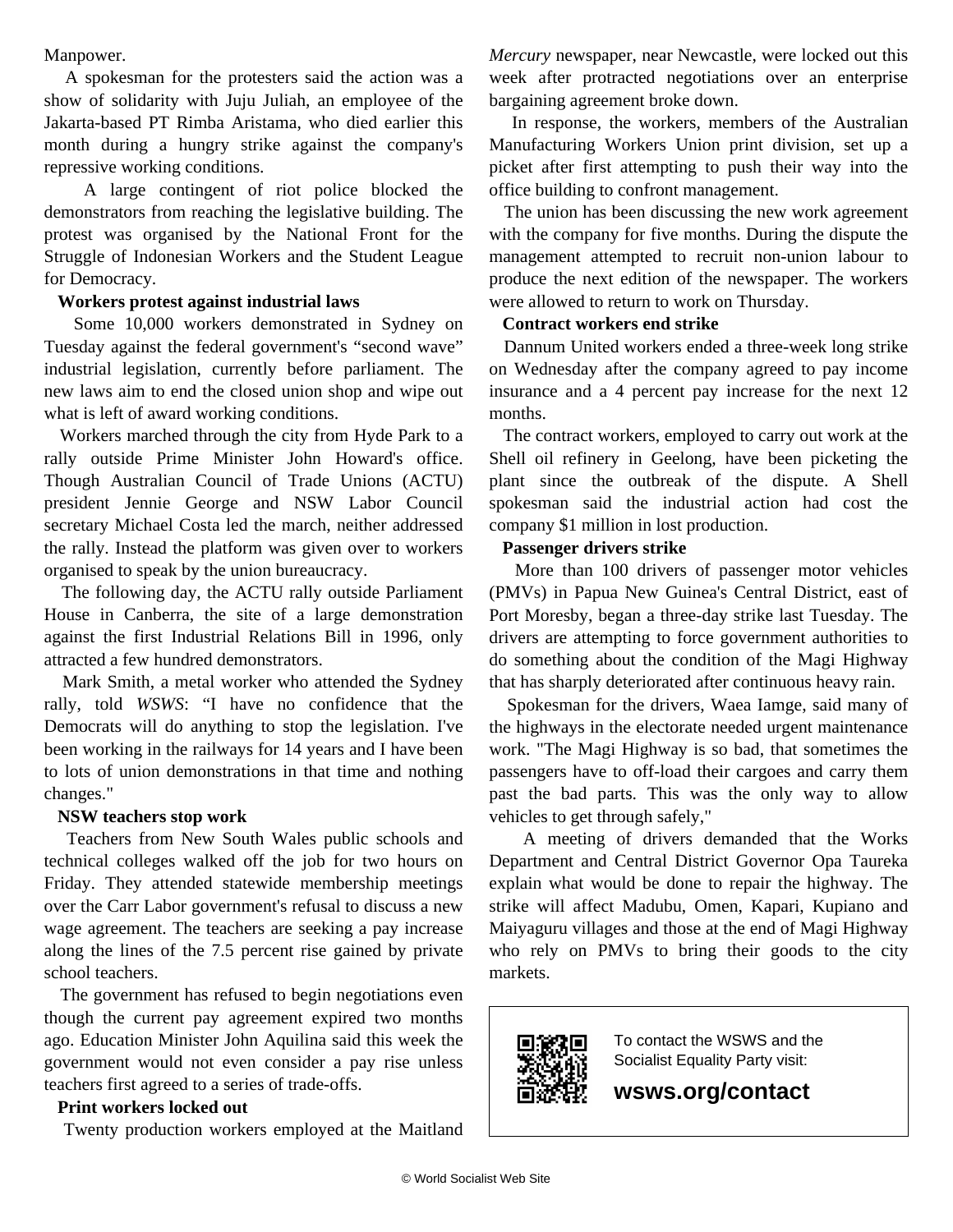Manpower.

A spokesman for the protesters said the action was a show of solidarity with Juju Juliah, an employee of the Jakarta-based PT Rimba Aristama, who died earlier this month during a hungry strike against the company's repressive working conditions.

A large contingent of riot police blocked the demonstrators from reaching the legislative building. The protest was organised by the National Front for the Struggle of Indonesian Workers and the Student League for Democracy.

**Workers protest against industrial laws**

Some 10,000 workers demonstrated in Sydney on Tuesday against the federal government's “second wave” industrial legislation, currently before parliament. The new laws aim to end the closed union shop and wipe out what is left of award working conditions.

Workers marched through the city from Hyde Park to a rally outside Prime Minister John Howard's office. Though Australian Council of Trade Unions (ACTU) president Jennie George and NSW Labor Council secretary Michael Costa led the march, neither addressed the rally. Instead the platform was given over to workers organised to speak by the union bureaucracy.

The following day, the ACTU rally outside Parliament House in Canberra, the site of a large demonstration against the first Industrial Relations Bill in 1996, only attracted a few hundred demonstrators.

Mark Smith, a metal worker who attended the Sydney rally, told *WSWS*: “I have no confidence that the Democrats will do anything to stop the legislation. I've been working in the railways for 14 years and I have been to lots of union demonstrations in that time and nothing changes."

**NSW teachers stop work**

Teachers from New South Wales public schools and technical colleges walked off the job for two hours on Friday. They attended statewide membership meetings over the Carr Labor government's refusal to discuss a new wage agreement. The teachers are seeking a pay increase along the lines of the 7.5 percent rise gained by private school teachers.

The government has refused to begin negotiations even though the current pay agreement expired two months ago. Education Minister John Aquilina said this week the government would not even consider a pay rise unless teachers first agreed to a series of trade-offs.

**Print workers locked out**

Twenty production workers employed at the Maitland *Mercury* newspaper, near Newcastle, were locked out this week after protracted negotiations over an enterprise bargaining agreement broke down.

In response, the workers, members of the Australian Manufacturing Workers Union print division, set up a picket after first attempting to push their way into the office building to confront management.

The union has been discussing the new work agreement with the company for five months. During the dispute the management attempted to recruit non-union labour to produce the next edition of the newspaper. The workers were allowed to return to work on Thursday.

**Contract workers end strike**

Dannum United workers ended a three-week long strike on Wednesday after the company agreed to pay income insurance and a 4 percent pay increase for the next 12 months.

The contract workers, employed to carry out work at the Shell oil refinery in Geelong, have been picketing the plant since the outbreak of the dispute. A Shell spokesman said the industrial action had cost the company $1 million in lost production.

**Passenger drivers strike**

More than 100 drivers of passenger motor vehicles (PMVs) in Papua New Guinea's Central District, east of Port Moresby, began a three-day strike last Tuesday. The drivers are attempting to force government authorities to do something about the condition of the Magi Highway that has sharply deteriorated after continuous heavy rain.

Spokesman for the drivers, Waea Iamge, said many of the highways in the electorate needed urgent maintenance work. "The Magi Highway is so bad, that sometimes the passengers have to off-load their cargoes and carry them past the bad parts. This was the only way to allow vehicles to get through safely,"

A meeting of drivers demanded that the Works Department and Central District Governor Opa Taureka explain what would be done to repair the highway. The strike will affect Madubu, Omen, Kapari, Kupiano and Maiyaguru villages and those at the end of Magi Highway who rely on PMVs to bring their goods to the city markets.

To contact the WSWS and the Socialist Equality Party visit:

**wsws.org/contact**